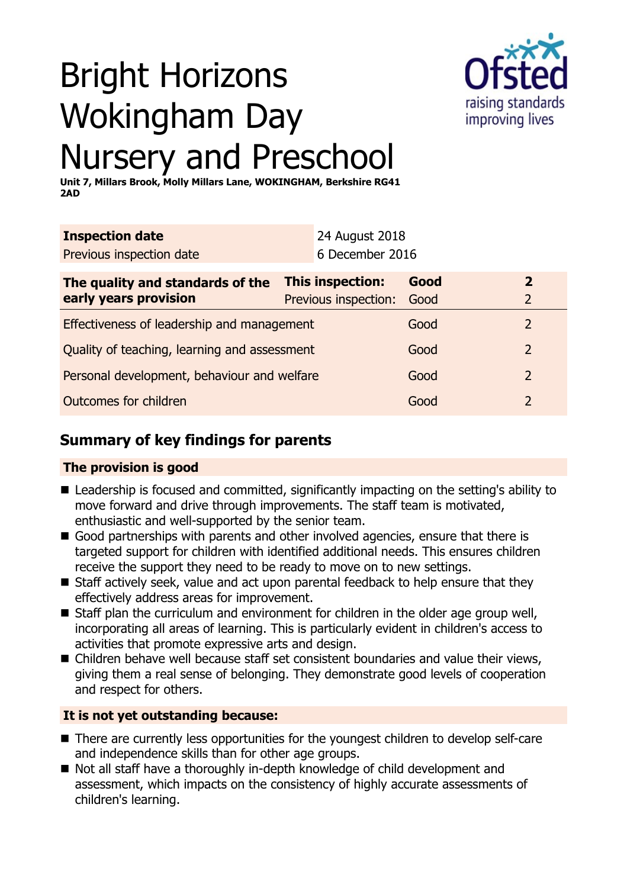# Bright Horizons Wokingham Day Nursery and Preschool

**Unit 7, Millars Brook, Molly Millars Lane, WOKINGHAM, Berkshire RG41 2AD**

| | |
|---|---|
| **Inspection date** | 24 August 2018 |
| Previous inspection date | 6 December 2016 |

| | | | |
|---|---|---|---|
| **The quality and standards of the early years provision** | **This inspection:** | **Good** | **2** |
| | Previous inspection: | Good | 2 |
| Effectiveness of leadership and management | | Good | 2 |
| Quality of teaching, learning and assessment | | Good | 2 |
| Personal development, behaviour and welfare | | Good | 2 |
| Outcomes for children | | Good | 2 |

## Summary of key findings for parents

### The provision is good

- Leadership is focused and committed, significantly impacting on the setting's ability to move forward and drive through improvements. The staff team is motivated, enthusiastic and well-supported by the senior team.
- Good partnerships with parents and other involved agencies, ensure that there is targeted support for children with identified additional needs. This ensures children receive the support they need to be ready to move on to new settings.
- Staff actively seek, value and act upon parental feedback to help ensure that they effectively address areas for improvement.
- Staff plan the curriculum and environment for children in the older age group well, incorporating all areas of learning. This is particularly evident in children's access to activities that promote expressive arts and design.
- Children behave well because staff set consistent boundaries and value their views, giving them a real sense of belonging. They demonstrate good levels of cooperation and respect for others.

### It is not yet outstanding because:

- There are currently less opportunities for the youngest children to develop self-care and independence skills than for other age groups.
- Not all staff have a thoroughly in-depth knowledge of child development and assessment, which impacts on the consistency of highly accurate assessments of children's learning.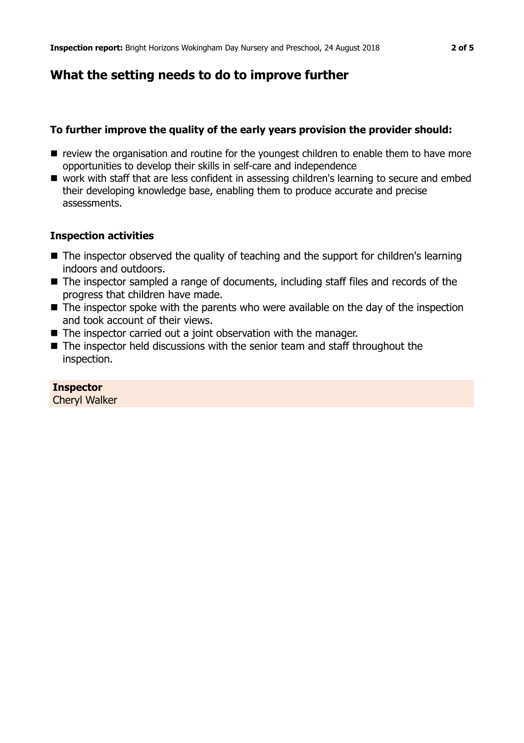## What the setting needs to do to improve further

### To further improve the quality of the early years provision the provider should:

- review the organisation and routine for the youngest children to enable them to have more opportunities to develop their skills in self-care and independence
- work with staff that are less confident in assessing children's learning to secure and embed their developing knowledge base, enabling them to produce accurate and precise assessments.

### Inspection activities

- The inspector observed the quality of teaching and the support for children's learning indoors and outdoors.
- The inspector sampled a range of documents, including staff files and records of the progress that children have made.
- The inspector spoke with the parents who were available on the day of the inspection and took account of their views.
- The inspector carried out a joint observation with the manager.
- The inspector held discussions with the senior team and staff throughout the inspection.

**Inspector**
Cheryl Walker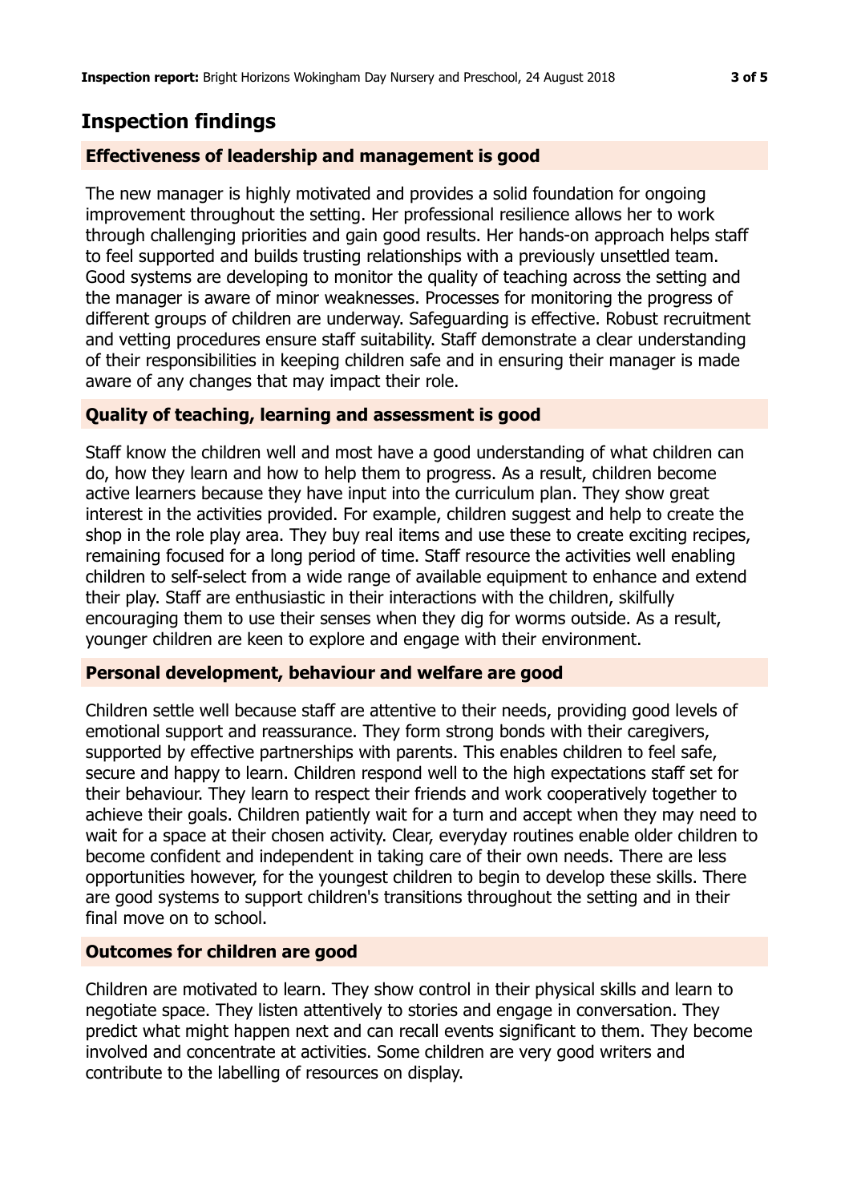## Inspection findings

### Effectiveness of leadership and management is good

The new manager is highly motivated and provides a solid foundation for ongoing improvement throughout the setting. Her professional resilience allows her to work through challenging priorities and gain good results. Her hands-on approach helps staff to feel supported and builds trusting relationships with a previously unsettled team. Good systems are developing to monitor the quality of teaching across the setting and the manager is aware of minor weaknesses. Processes for monitoring the progress of different groups of children are underway. Safeguarding is effective. Robust recruitment and vetting procedures ensure staff suitability. Staff demonstrate a clear understanding of their responsibilities in keeping children safe and in ensuring their manager is made aware of any changes that may impact their role.

### Quality of teaching, learning and assessment is good

Staff know the children well and most have a good understanding of what children can do, how they learn and how to help them to progress. As a result, children become active learners because they have input into the curriculum plan. They show great interest in the activities provided. For example, children suggest and help to create the shop in the role play area. They buy real items and use these to create exciting recipes, remaining focused for a long period of time. Staff resource the activities well enabling children to self-select from a wide range of available equipment to enhance and extend their play. Staff are enthusiastic in their interactions with the children, skilfully encouraging them to use their senses when they dig for worms outside. As a result, younger children are keen to explore and engage with their environment.

### Personal development, behaviour and welfare are good

Children settle well because staff are attentive to their needs, providing good levels of emotional support and reassurance. They form strong bonds with their caregivers, supported by effective partnerships with parents. This enables children to feel safe, secure and happy to learn. Children respond well to the high expectations staff set for their behaviour. They learn to respect their friends and work cooperatively together to achieve their goals. Children patiently wait for a turn and accept when they may need to wait for a space at their chosen activity. Clear, everyday routines enable older children to become confident and independent in taking care of their own needs. There are less opportunities however, for the youngest children to begin to develop these skills. There are good systems to support children's transitions throughout the setting and in their final move on to school.

### Outcomes for children are good

Children are motivated to learn. They show control in their physical skills and learn to negotiate space. They listen attentively to stories and engage in conversation. They predict what might happen next and can recall events significant to them. They become involved and concentrate at activities. Some children are very good writers and contribute to the labelling of resources on display.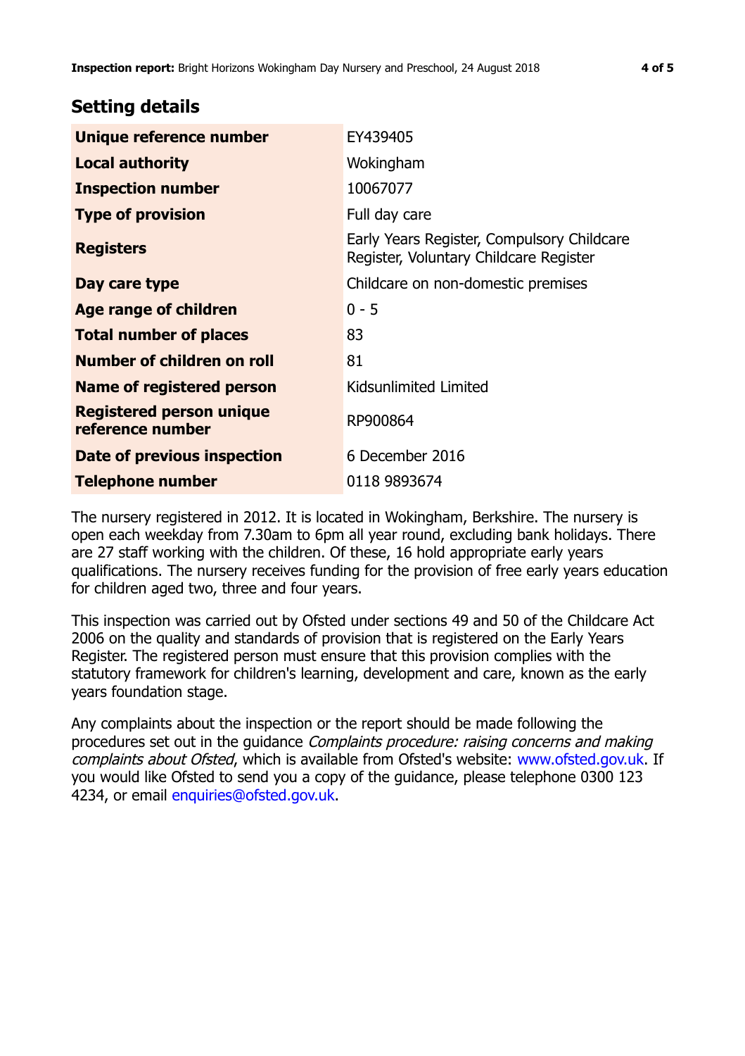## Setting details

| | |
|---|---|
| **Unique reference number** | EY439405 |
| **Local authority** | Wokingham |
| **Inspection number** | 10067077 |
| **Type of provision** | Full day care |
| **Registers** | Early Years Register, Compulsory Childcare Register, Voluntary Childcare Register |
| **Day care type** | Childcare on non-domestic premises |
| **Age range of children** | 0 - 5 |
| **Total number of places** | 83 |
| **Number of children on roll** | 81 |
| **Name of registered person** | Kidsunlimited Limited |
| **Registered person unique reference number** | RP900864 |
| **Date of previous inspection** | 6 December 2016 |
| **Telephone number** | 0118 9893674 |

The nursery registered in 2012. It is located in Wokingham, Berkshire. The nursery is open each weekday from 7.30am to 6pm all year round, excluding bank holidays. There are 27 staff working with the children. Of these, 16 hold appropriate early years qualifications. The nursery receives funding for the provision of free early years education for children aged two, three and four years.

This inspection was carried out by Ofsted under sections 49 and 50 of the Childcare Act 2006 on the quality and standards of provision that is registered on the Early Years Register. The registered person must ensure that this provision complies with the statutory framework for children's learning, development and care, known as the early years foundation stage.

Any complaints about the inspection or the report should be made following the procedures set out in the guidance *Complaints procedure: raising concerns and making complaints about Ofsted*, which is available from Ofsted's website: www.ofsted.gov.uk. If you would like Ofsted to send you a copy of the guidance, please telephone 0300 123 4234, or email enquiries@ofsted.gov.uk.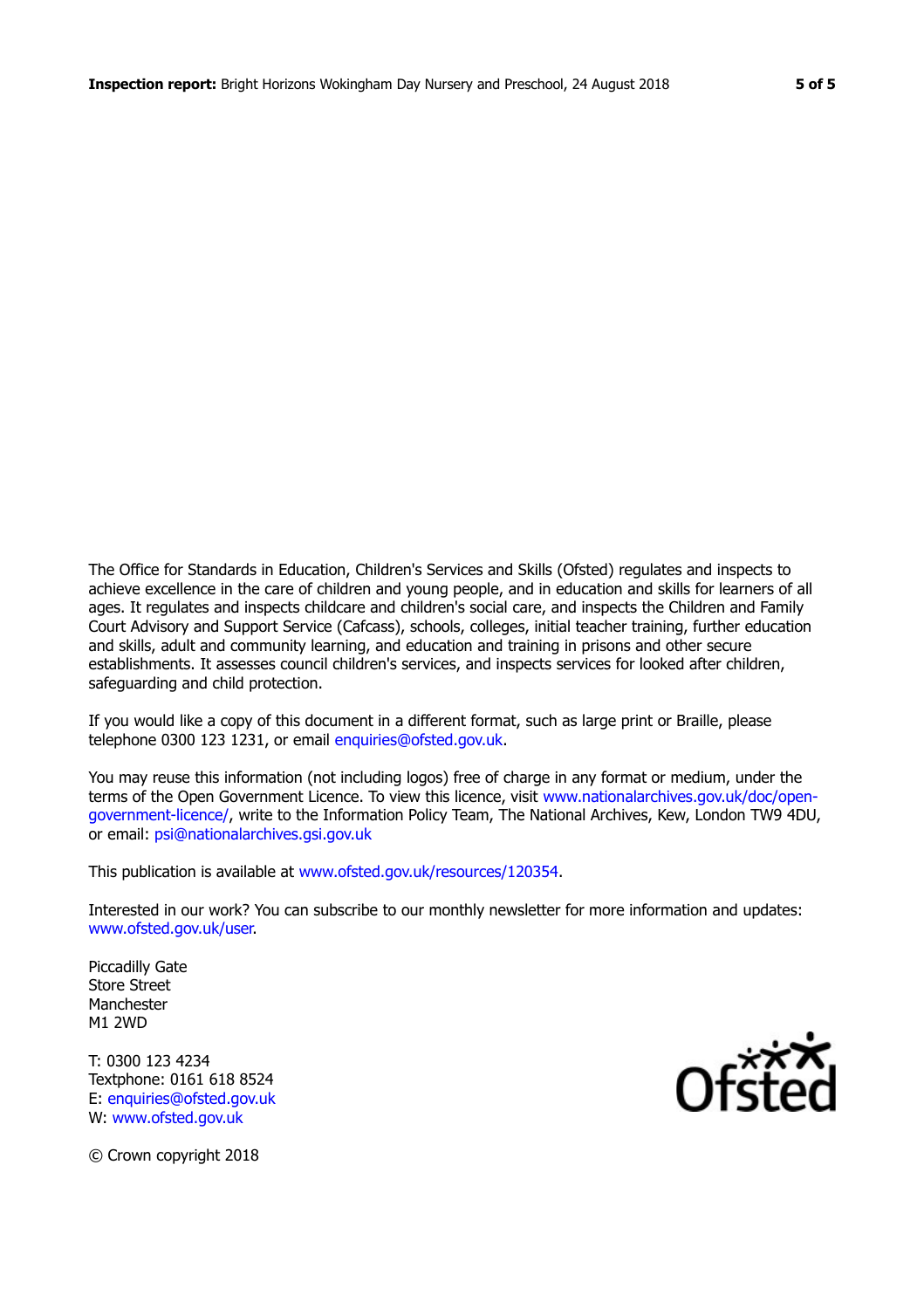The Office for Standards in Education, Children's Services and Skills (Ofsted) regulates and inspects to achieve excellence in the care of children and young people, and in education and skills for learners of all ages. It regulates and inspects childcare and children's social care, and inspects the Children and Family Court Advisory and Support Service (Cafcass), schools, colleges, initial teacher training, further education and skills, adult and community learning, and education and training in prisons and other secure establishments. It assesses council children's services, and inspects services for looked after children, safeguarding and child protection.

If you would like a copy of this document in a different format, such as large print or Braille, please telephone 0300 123 1231, or email enquiries@ofsted.gov.uk.

You may reuse this information (not including logos) free of charge in any format or medium, under the terms of the Open Government Licence. To view this licence, visit www.nationalarchives.gov.uk/doc/open-government-licence/, write to the Information Policy Team, The National Archives, Kew, London TW9 4DU, or email: psi@nationalarchives.gsi.gov.uk

This publication is available at www.ofsted.gov.uk/resources/120354.

Interested in our work? You can subscribe to our monthly newsletter for more information and updates: www.ofsted.gov.uk/user.

Piccadilly Gate
Store Street
Manchester
M1 2WD

T: 0300 123 4234
Textphone: 0161 618 8524
E: enquiries@ofsted.gov.uk
W: www.ofsted.gov.uk

© Crown copyright 2018